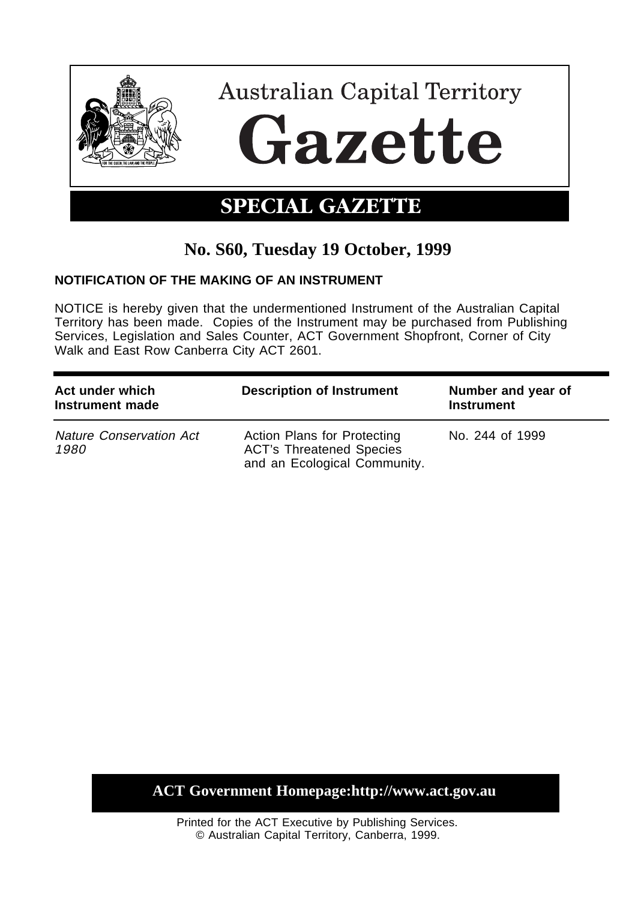# Australian Capital Territory Gazette

## SPECIAL GAZETTE

## No. S60, Tuesday 19 October, 1999

**NOTIFICATION OF THE MAKING OF AN INSTRUMENT**

NOTICE is hereby given that the undermentioned Instrument of the Australian Capital Territory has been made. Copies of the Instrument may be purchased from Publishing Services, Legislation and Sales Counter, ACT Government Shopfront, Corner of City Walk and East Row Canberra City ACT 2601.

| Act under which Instrument made | Description of Instrument | Number and year of Instrument |
|---|---|---|
| *Nature Conservation Act 1980* | Action Plans for Protecting ACT's Threatened Species and an Ecological Community. | No. 244 of 1999 |

**ACT Government Homepage:http://www.act.gov.au**

Printed for the ACT Executive by Publishing Services.
© Australian Capital Territory, Canberra, 1999.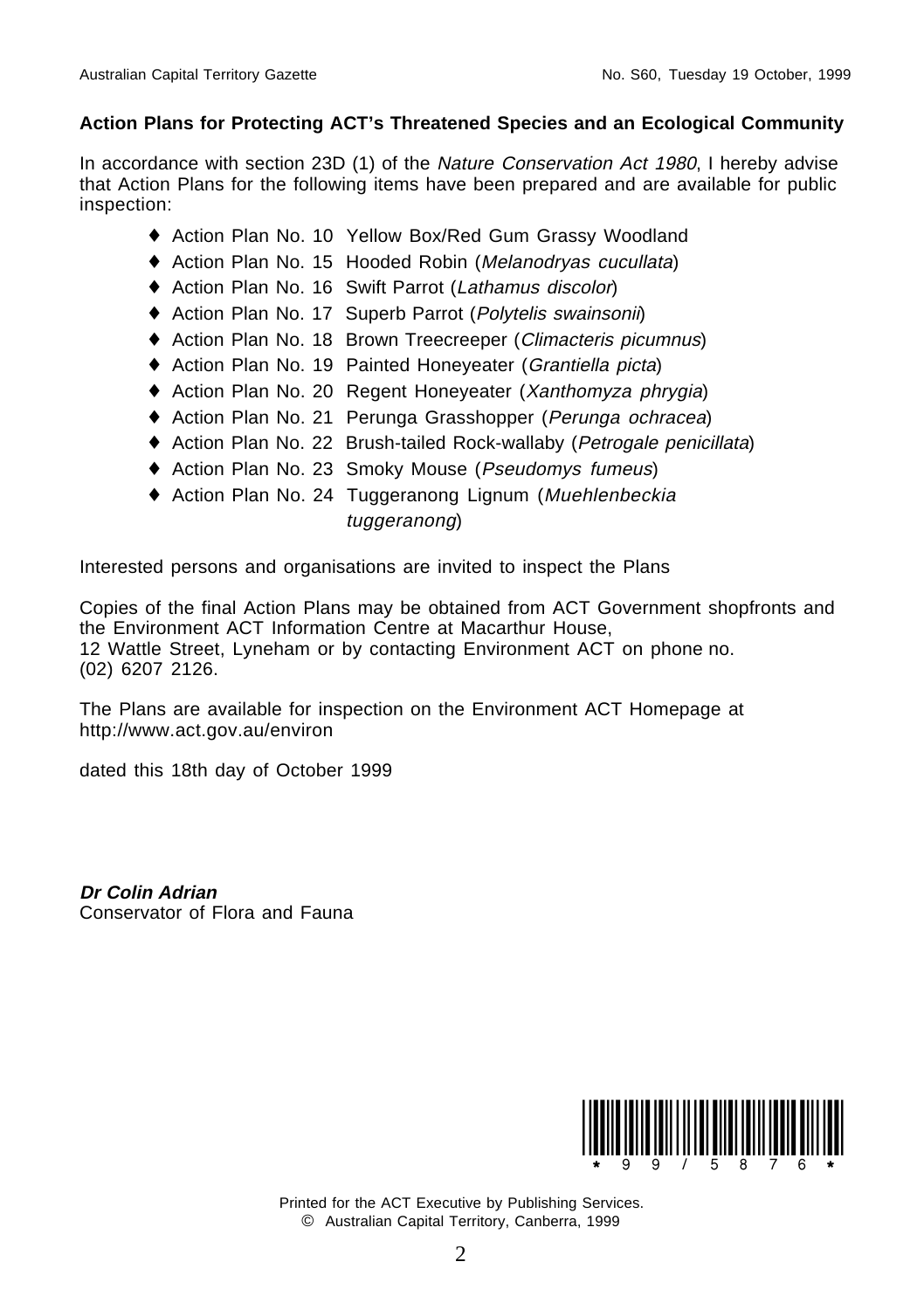**Action Plans for Protecting ACT's Threatened Species and an Ecological Community**

In accordance with section 23D (1) of the *Nature Conservation Act 1980*, I hereby advise that Action Plans for the following items have been prepared and are available for public inspection:

- Action Plan No. 10 Yellow Box/Red Gum Grassy Woodland
- Action Plan No. 15 Hooded Robin (*Melanodryas cucullata*)
- Action Plan No. 16 Swift Parrot (*Lathamus discolor*)
- Action Plan No. 17 Superb Parrot (*Polytelis swainsonii*)
- Action Plan No. 18 Brown Treecreeper (*Climacteris picumnus*)
- Action Plan No. 19 Painted Honeyeater (*Grantiella picta*)
- Action Plan No. 20 Regent Honeyeater (*Xanthomyza phrygia*)
- Action Plan No. 21 Perunga Grasshopper (*Perunga ochracea*)
- Action Plan No. 22 Brush-tailed Rock-wallaby (*Petrogale penicillata*)
- Action Plan No. 23 Smoky Mouse (*Pseudomys fumeus*)
- Action Plan No. 24 Tuggeranong Lignum (*Muehlenbeckia tuggeranong*)

Interested persons and organisations are invited to inspect the Plans

Copies of the final Action Plans may be obtained from ACT Government shopfronts and the Environment ACT Information Centre at Macarthur House, 12 Wattle Street, Lyneham or by contacting Environment ACT on phone no. (02) 6207 2126.

The Plans are available for inspection on the Environment ACT Homepage at http://www.act.gov.au/environ

dated this 18th day of October 1999

***Dr Colin Adrian***
Conservator of Flora and Fauna

*99/5876*

Printed for the ACT Executive by Publishing Services.
© Australian Capital Territory, Canberra, 1999